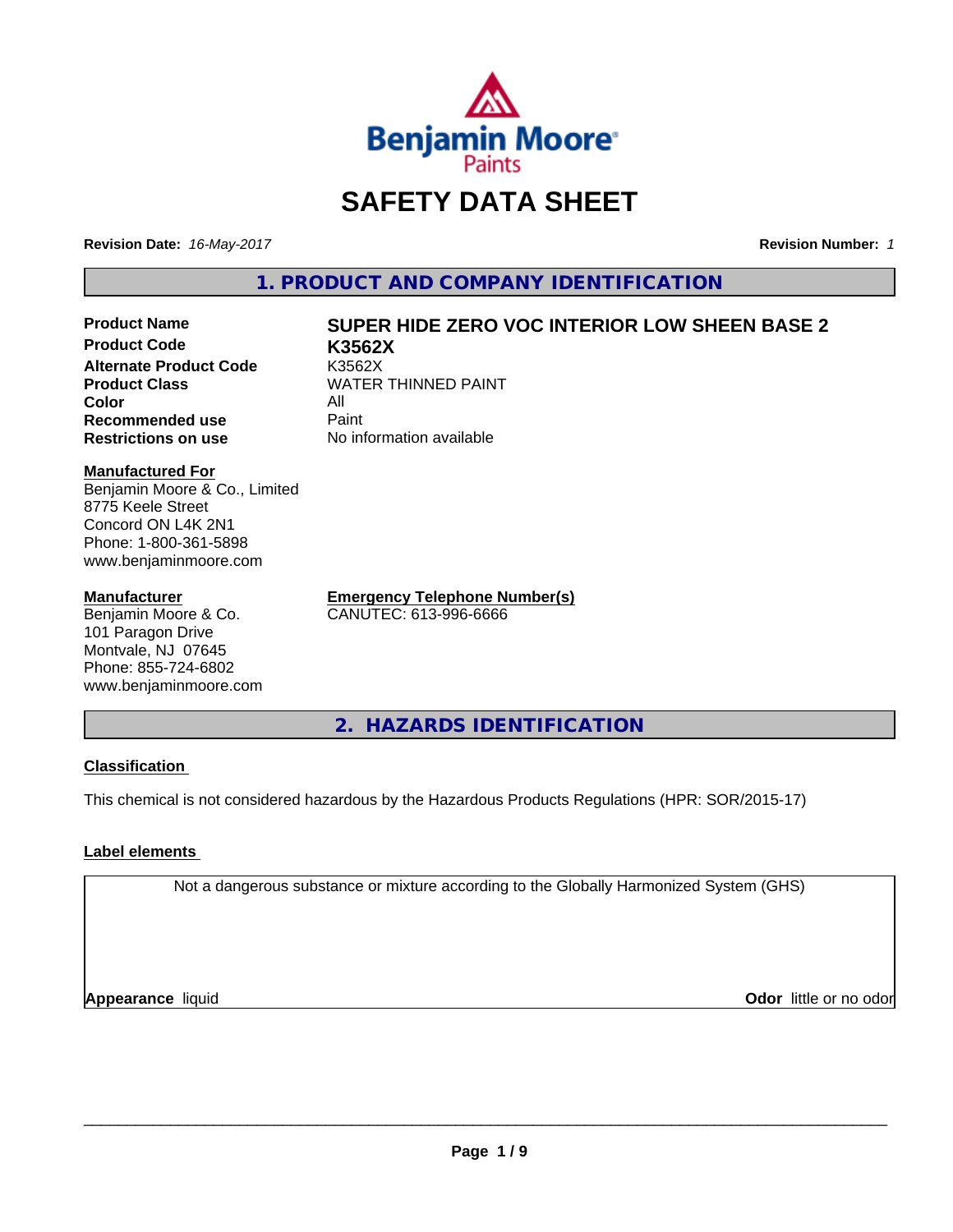# SAFETY DATA SHEET

**Revision Date:** *16-May-2017*

**Revision Number:** *1*

## 1. PRODUCT AND COMPANY IDENTIFICATION

| | |
|---|---|
| **Product Name** | **SUPER HIDE ZERO VOC INTERIOR LOW SHEEN BASE 2** |
| **Product Code** | **K3562X** |
| **Alternate Product Code** | K3562X |
| **Product Class** | WATER THINNED PAINT |
| **Color** | All |
| **Recommended use** | Paint |
| **Restrictions on use** | No information available |

**Manufactured For**
Benjamin Moore & Co., Limited
8775 Keele Street
Concord ON L4K 2N1
Phone: 1-800-361-5898
www.benjaminmoore.com

**Manufacturer**
Benjamin Moore & Co.
101 Paragon Drive
Montvale, NJ 07645
Phone: 855-724-6802
www.benjaminmoore.com

**Emergency Telephone Number(s)**
CANUTEC: 613-996-6666

## 2. HAZARDS IDENTIFICATION

**Classification**

This chemical is not considered hazardous by the Hazardous Products Regulations (HPR: SOR/2015-17)

**Label elements**

Not a dangerous substance or mixture according to the Globally Harmonized System (GHS)

**Appearance** liquid

**Odor** little or no odor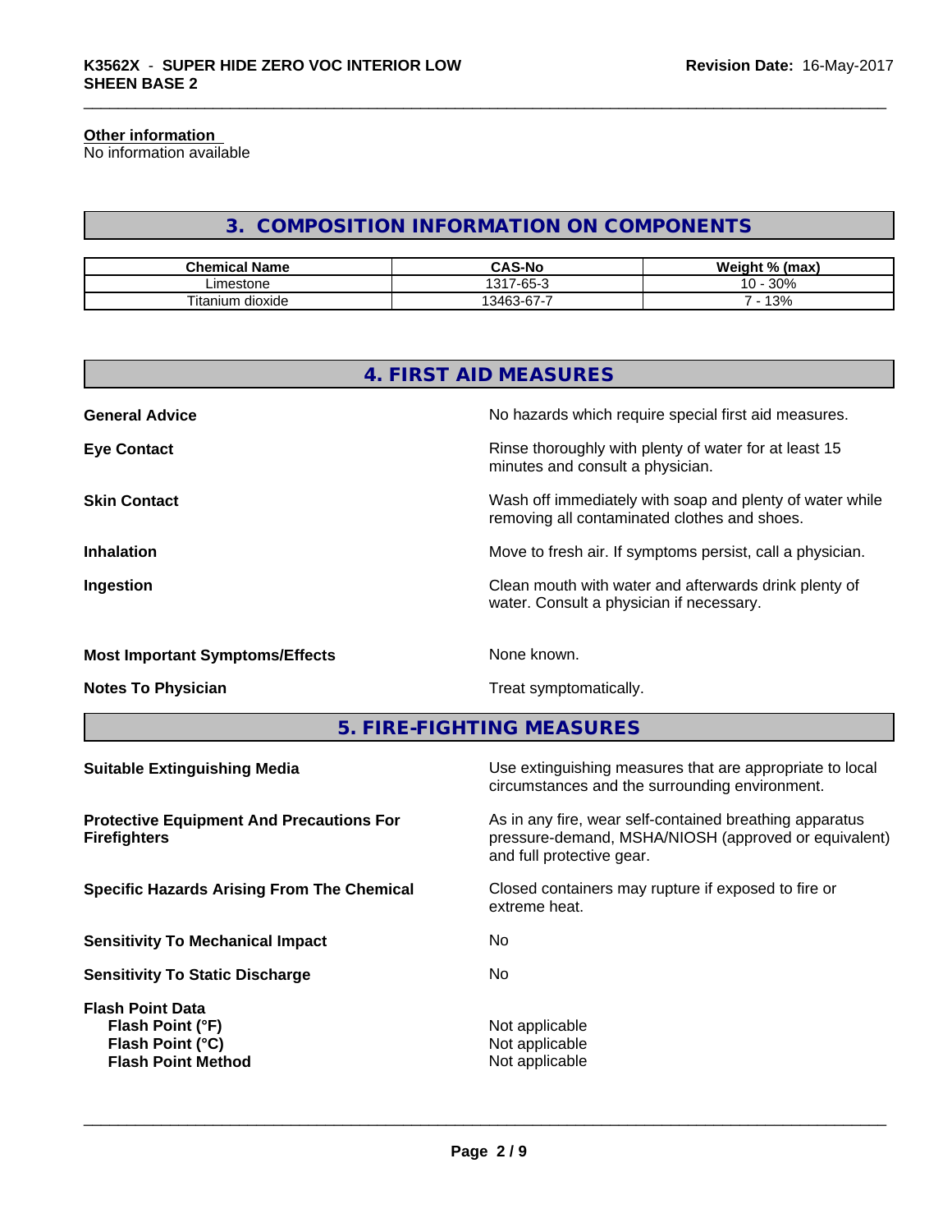**Other information**
No information available

## 3. COMPOSITION INFORMATION ON COMPONENTS

| Chemical Name | CAS-No | Weight % (max) |
|---|---|---|
| Limestone | 1317-65-3 | 10 - 30% |
| Titanium dioxide | 13463-67-7 | 7 - 13% |

## 4. FIRST AID MEASURES

**General Advice**: No hazards which require special first aid measures.

**Eye Contact**: Rinse thoroughly with plenty of water for at least 15 minutes and consult a physician.

**Skin Contact**: Wash off immediately with soap and plenty of water while removing all contaminated clothes and shoes.

**Inhalation**: Move to fresh air. If symptoms persist, call a physician.

**Ingestion**: Clean mouth with water and afterwards drink plenty of water. Consult a physician if necessary.

**Most Important Symptoms/Effects**: None known.

**Notes To Physician**: Treat symptomatically.

## 5. FIRE-FIGHTING MEASURES

**Suitable Extinguishing Media**: Use extinguishing measures that are appropriate to local circumstances and the surrounding environment.

**Protective Equipment And Precautions For Firefighters**: As in any fire, wear self-contained breathing apparatus pressure-demand, MSHA/NIOSH (approved or equivalent) and full protective gear.

**Specific Hazards Arising From The Chemical**: Closed containers may rupture if exposed to fire or extreme heat.

**Sensitivity To Mechanical Impact**: No

**Sensitivity To Static Discharge**: No

**Flash Point Data**
- **Flash Point (°F)**: Not applicable
- **Flash Point (°C)**: Not applicable
- **Flash Point Method**: Not applicable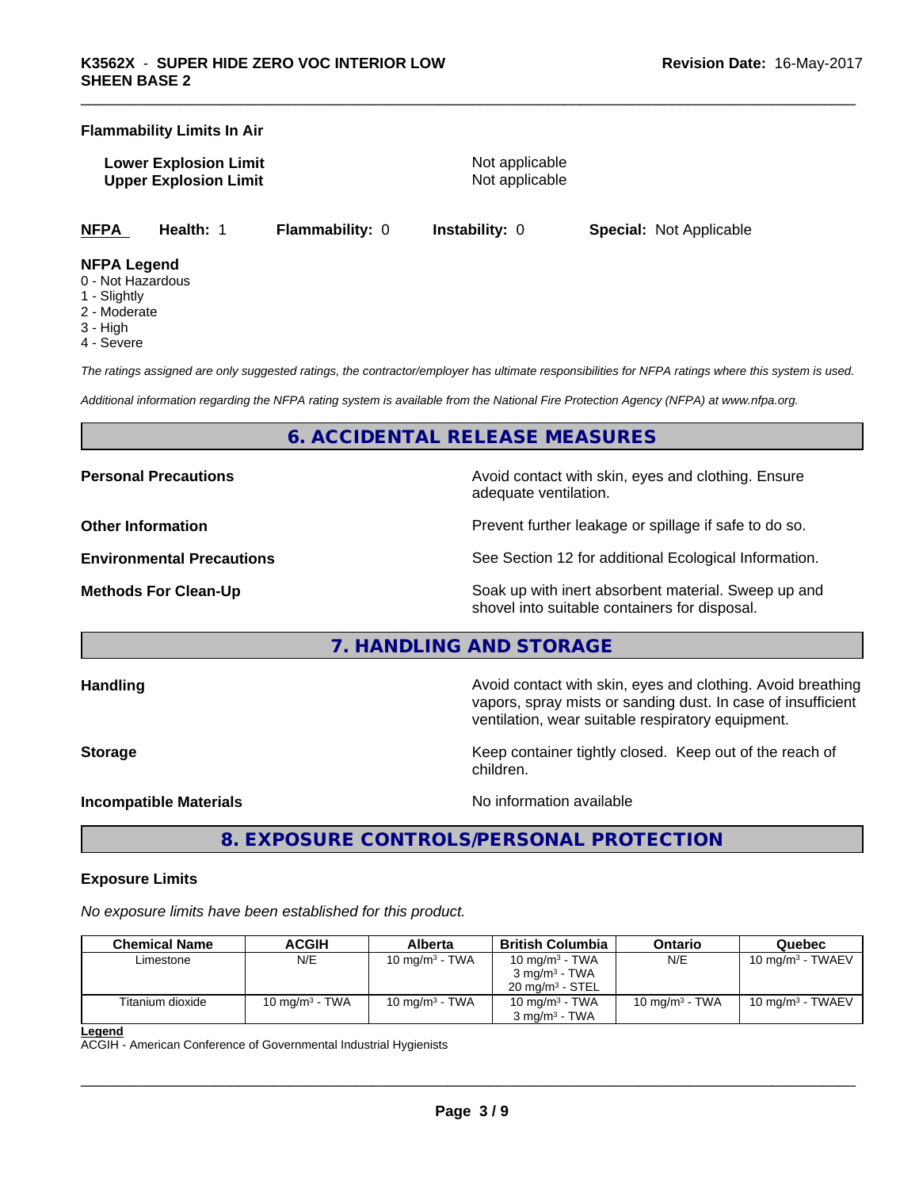**Flammability Limits In Air**

| | |
|---|---|
| **Lower Explosion Limit** | Not applicable |
| **Upper Explosion Limit** | Not applicable |

**NFPA** **Health:** 1 **Flammability:** 0 **Instability:** 0 **Special:** Not Applicable

**NFPA Legend**
- 0 - Not Hazardous
- 1 - Slightly
- 2 - Moderate
- 3 - High
- 4 - Severe

*The ratings assigned are only suggested ratings, the contractor/employer has ultimate responsibilities for NFPA ratings where this system is used.*

*Additional information regarding the NFPA rating system is available from the National Fire Protection Agency (NFPA) at www.nfpa.org.*

## 6. ACCIDENTAL RELEASE MEASURES

| | |
|---|---|
| **Personal Precautions** | Avoid contact with skin, eyes and clothing. Ensure adequate ventilation. |
| **Other Information** | Prevent further leakage or spillage if safe to do so. |
| **Environmental Precautions** | See Section 12 for additional Ecological Information. |
| **Methods For Clean-Up** | Soak up with inert absorbent material. Sweep up and shovel into suitable containers for disposal. |

## 7. HANDLING AND STORAGE

| | |
|---|---|
| **Handling** | Avoid contact with skin, eyes and clothing. Avoid breathing vapors, spray mists or sanding dust. In case of insufficient ventilation, wear suitable respiratory equipment. |
| **Storage** | Keep container tightly closed. Keep out of the reach of children. |
| **Incompatible Materials** | No information available |

## 8. EXPOSURE CONTROLS/PERSONAL PROTECTION

### Exposure Limits

*No exposure limits have been established for this product.*

| Chemical Name | ACGIH | Alberta | British Columbia | Ontario | Quebec |
|---|---|---|---|---|---|
| Limestone | N/E | 10 mg/m³ - TWA | 10 mg/m³ - TWA<br>3 mg/m³ - TWA<br>20 mg/m³ - STEL | N/E | 10 mg/m³ - TWAEV |
| Titanium dioxide | 10 mg/m³ - TWA | 10 mg/m³ - TWA | 10 mg/m³ - TWA<br>3 mg/m³ - TWA | 10 mg/m³ - TWA | 10 mg/m³ - TWAEV |

**Legend**
ACGIH - American Conference of Governmental Industrial Hygienists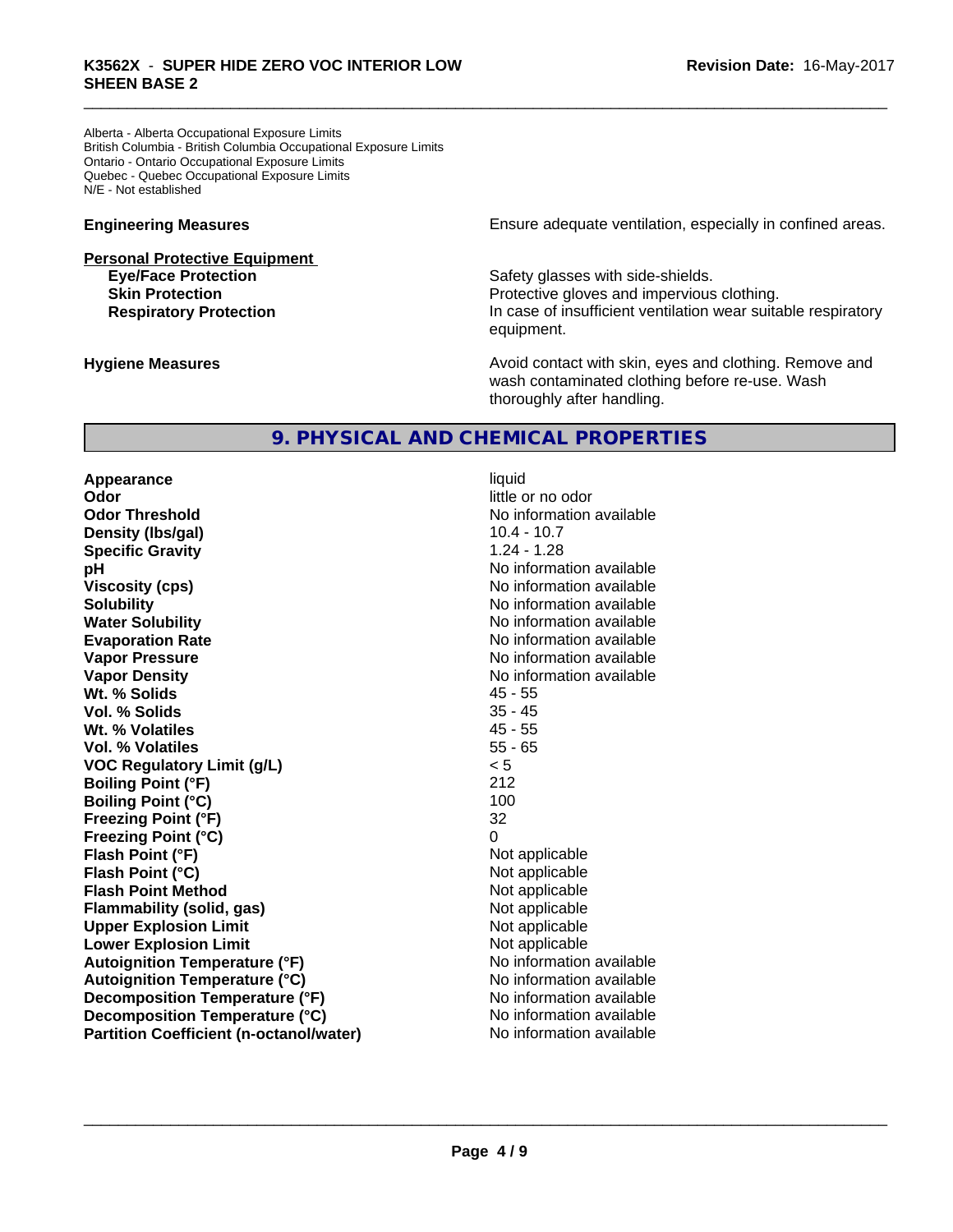Alberta - Alberta Occupational Exposure Limits
British Columbia - British Columbia Occupational Exposure Limits
Ontario - Ontario Occupational Exposure Limits
Quebec - Quebec Occupational Exposure Limits
N/E - Not established

**Engineering Measures** Ensure adequate ventilation, especially in confined areas.

**Personal Protective Equipment**

| | |
|---|---|
| **Eye/Face Protection** | Safety glasses with side-shields. |
| **Skin Protection** | Protective gloves and impervious clothing. |
| **Respiratory Protection** | In case of insufficient ventilation wear suitable respiratory equipment. |

**Hygiene Measures** Avoid contact with skin, eyes and clothing. Remove and wash contaminated clothing before re-use. Wash thoroughly after handling.

## 9. PHYSICAL AND CHEMICAL PROPERTIES

| | |
|---|---|
| **Appearance** | liquid |
| **Odor** | little or no odor |
| **Odor Threshold** | No information available |
| **Density (lbs/gal)** | 10.4 - 10.7 |
| **Specific Gravity** | 1.24 - 1.28 |
| **pH** | No information available |
| **Viscosity (cps)** | No information available |
| **Solubility** | No information available |
| **Water Solubility** | No information available |
| **Evaporation Rate** | No information available |
| **Vapor Pressure** | No information available |
| **Vapor Density** | No information available |
| **Wt. % Solids** | 45 - 55 |
| **Vol. % Solids** | 35 - 45 |
| **Wt. % Volatiles** | 45 - 55 |
| **Vol. % Volatiles** | 55 - 65 |
| **VOC Regulatory Limit (g/L)** | < 5 |
| **Boiling Point (°F)** | 212 |
| **Boiling Point (°C)** | 100 |
| **Freezing Point (°F)** | 32 |
| **Freezing Point (°C)** | 0 |
| **Flash Point (°F)** | Not applicable |
| **Flash Point (°C)** | Not applicable |
| **Flash Point Method** | Not applicable |
| **Flammability (solid, gas)** | Not applicable |
| **Upper Explosion Limit** | Not applicable |
| **Lower Explosion Limit** | Not applicable |
| **Autoignition Temperature (°F)** | No information available |
| **Autoignition Temperature (°C)** | No information available |
| **Decomposition Temperature (°F)** | No information available |
| **Decomposition Temperature (°C)** | No information available |
| **Partition Coefficient (n-octanol/water)** | No information available |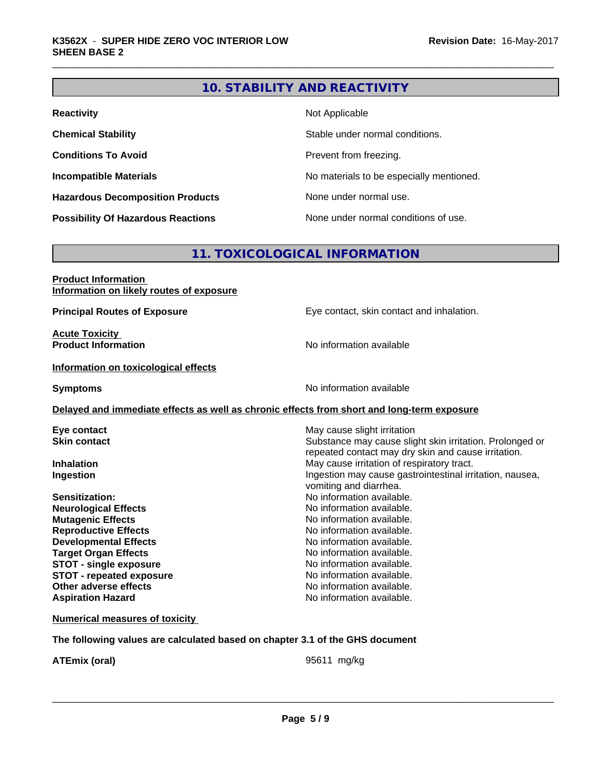## 10. STABILITY AND REACTIVITY

| | |
|---|---|
| **Reactivity** | Not Applicable |
| **Chemical Stability** | Stable under normal conditions. |
| **Conditions To Avoid** | Prevent from freezing. |
| **Incompatible Materials** | No materials to be especially mentioned. |
| **Hazardous Decomposition Products** | None under normal use. |
| **Possibility Of Hazardous Reactions** | None under normal conditions of use. |

## 11. TOXICOLOGICAL INFORMATION

**Product Information**
**Information on likely routes of exposure**

**Principal Routes of Exposure** — Eye contact, skin contact and inhalation.

**Acute Toxicity**
**Product Information** — No information available

**Information on toxicological effects**

**Symptoms** — No information available

**Delayed and immediate effects as well as chronic effects from short and long-term exposure**

| | |
|---|---|
| **Eye contact** | May cause slight irritation |
| **Skin contact** | Substance may cause slight skin irritation. Prolonged or repeated contact may dry skin and cause irritation. |
| **Inhalation** | May cause irritation of respiratory tract. |
| **Ingestion** | Ingestion may cause gastrointestinal irritation, nausea, vomiting and diarrhea. |
| **Sensitization:** | No information available. |
| **Neurological Effects** | No information available. |
| **Mutagenic Effects** | No information available. |
| **Reproductive Effects** | No information available. |
| **Developmental Effects** | No information available. |
| **Target Organ Effects** | No information available. |
| **STOT - single exposure** | No information available. |
| **STOT - repeated exposure** | No information available. |
| **Other adverse effects** | No information available. |
| **Aspiration Hazard** | No information available. |

**Numerical measures of toxicity**

**The following values are calculated based on chapter 3.1 of the GHS document**

**ATEmix (oral)** — 95611 mg/kg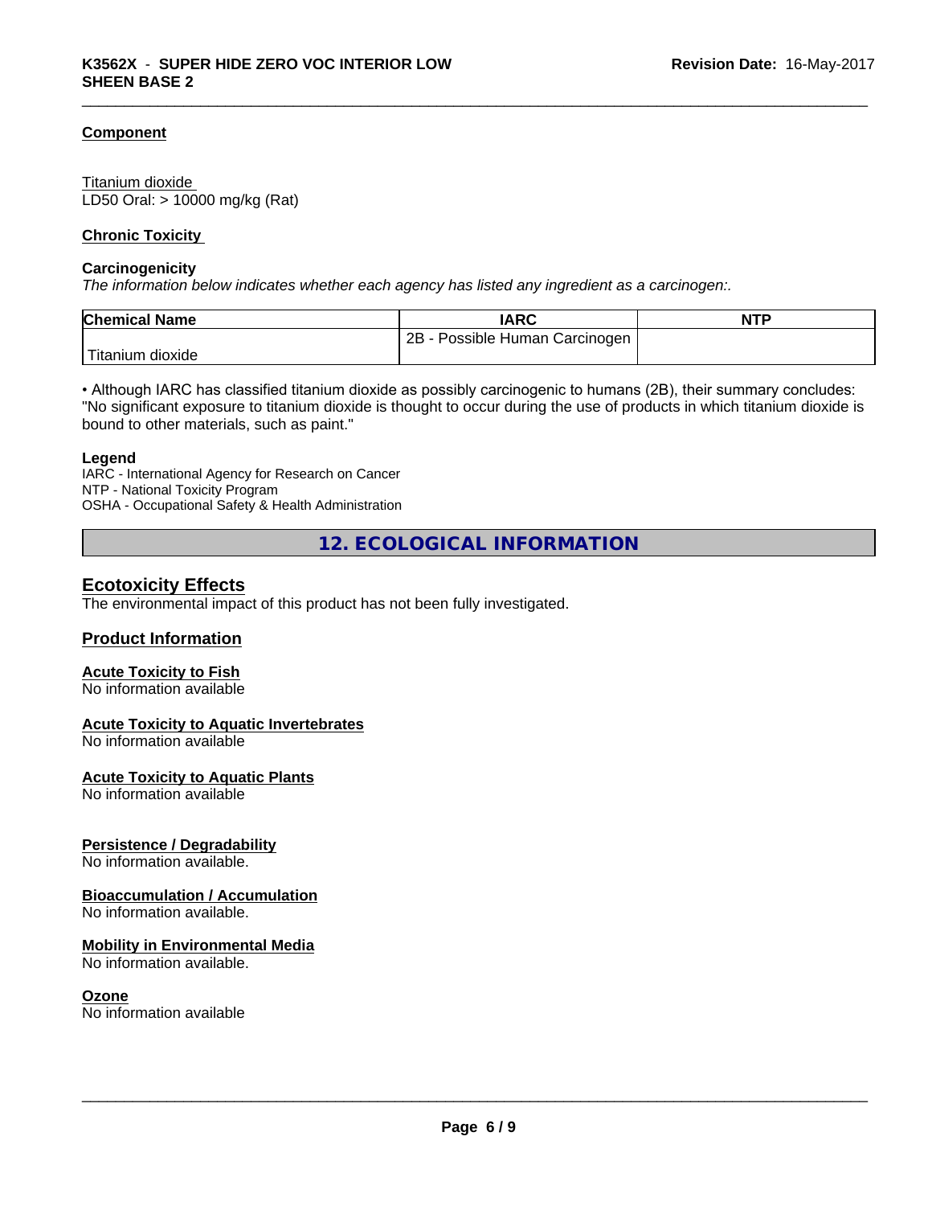**Component**

Titanium dioxide
LD50 Oral: > 10000 mg/kg (Rat)

**Chronic Toxicity**

**Carcinogenicity**

*The information below indicates whether each agency has listed any ingredient as a carcinogen:.*

| Chemical Name | IARC | NTP |
|---|---|---|
| Titanium dioxide | 2B - Possible Human Carcinogen | |

• Although IARC has classified titanium dioxide as possibly carcinogenic to humans (2B), their summary concludes: "No significant exposure to titanium dioxide is thought to occur during the use of products in which titanium dioxide is bound to other materials, such as paint."

**Legend**
IARC - International Agency for Research on Cancer
NTP - National Toxicity Program
OSHA - Occupational Safety & Health Administration

## 12. ECOLOGICAL INFORMATION

### Ecotoxicity Effects

The environmental impact of this product has not been fully investigated.

### Product Information

**Acute Toxicity to Fish**
No information available

**Acute Toxicity to Aquatic Invertebrates**
No information available

**Acute Toxicity to Aquatic Plants**
No information available

**Persistence / Degradability**
No information available.

**Bioaccumulation / Accumulation**
No information available.

**Mobility in Environmental Media**
No information available.

**Ozone**
No information available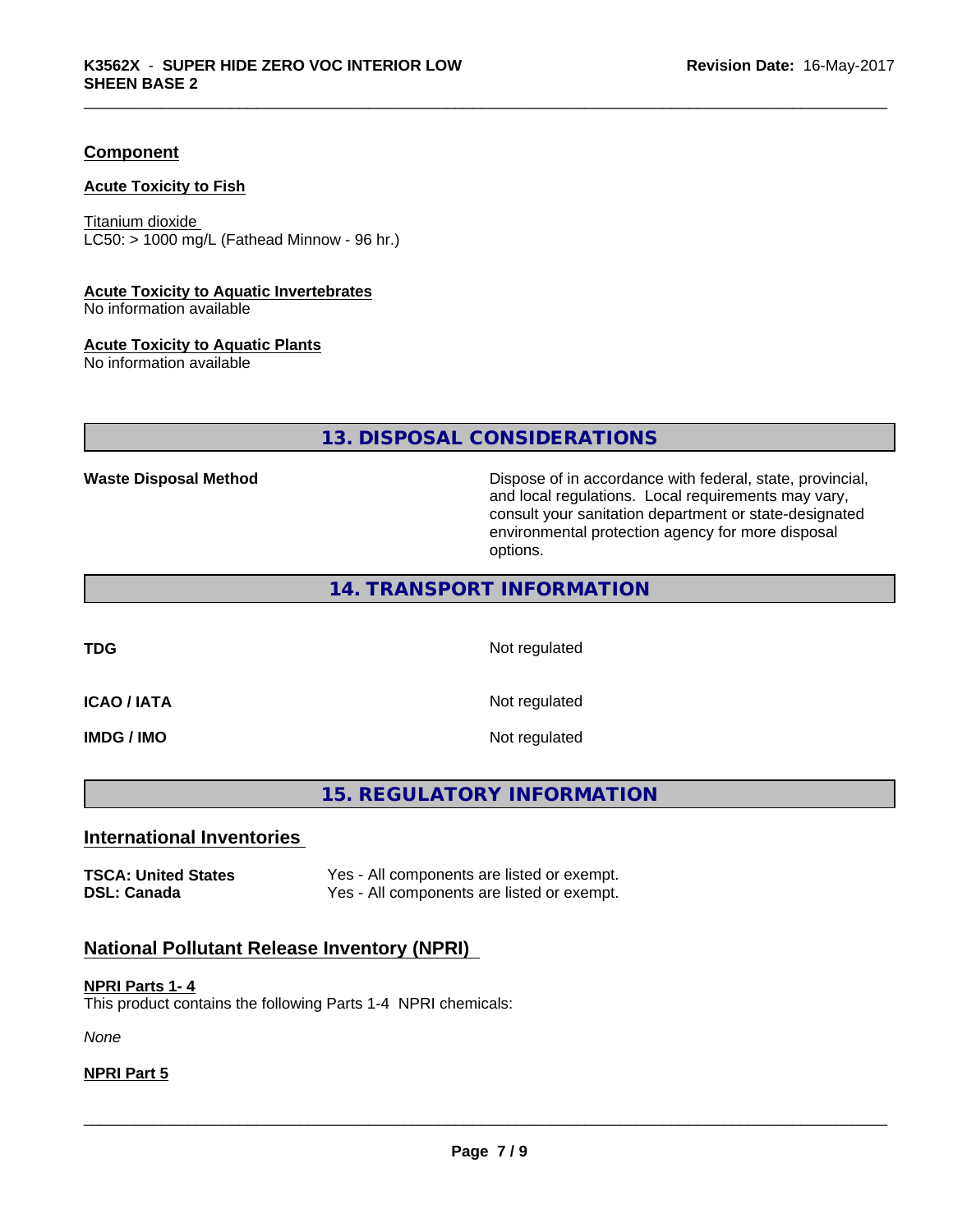### Component

#### Acute Toxicity to Fish

Titanium dioxide
LC50: > 1000 mg/L (Fathead Minnow - 96 hr.)

#### Acute Toxicity to Aquatic Invertebrates

No information available

#### Acute Toxicity to Aquatic Plants

No information available

## 13. DISPOSAL CONSIDERATIONS

| | |
|---|---|
| **Waste Disposal Method** | Dispose of in accordance with federal, state, provincial, and local regulations. Local requirements may vary, consult your sanitation department or state-designated environmental protection agency for more disposal options. |

## 14. TRANSPORT INFORMATION

| | |
|---|---|
| **TDG** | Not regulated |
| **ICAO / IATA** | Not regulated |
| **IMDG / IMO** | Not regulated |

## 15. REGULATORY INFORMATION

### International Inventories

| | |
|---|---|
| **TSCA: United States** | Yes - All components are listed or exempt. |
| **DSL: Canada** | Yes - All components are listed or exempt. |

### National Pollutant Release Inventory (NPRI)

#### NPRI Parts 1- 4

This product contains the following Parts 1-4 NPRI chemicals:

*None*

#### NPRI Part 5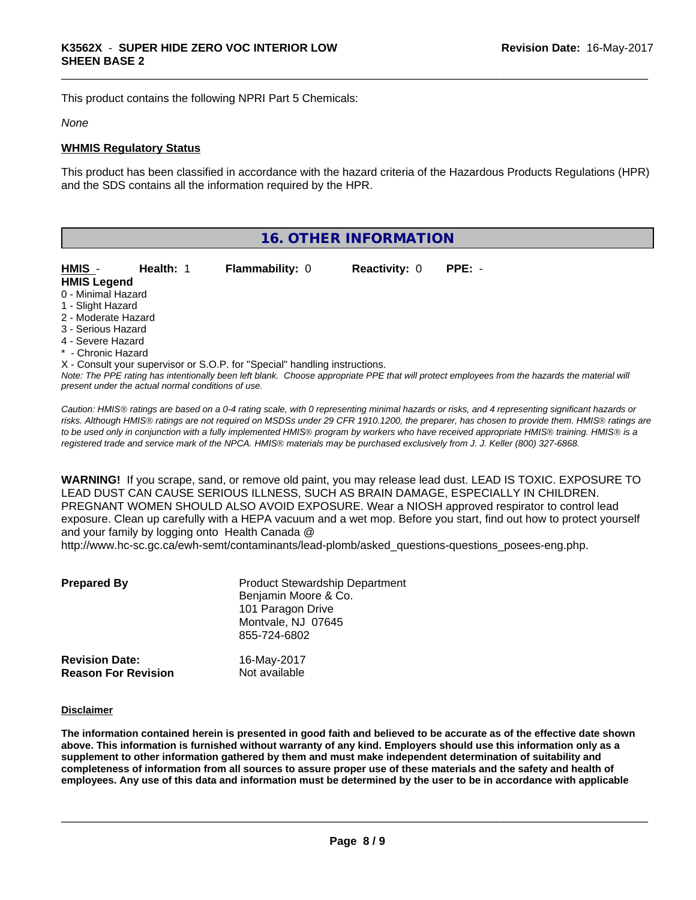This product contains the following NPRI Part 5 Chemicals:

*None*

**WHMIS Regulatory Status**

This product has been classified in accordance with the hazard criteria of the Hazardous Products Regulations (HPR) and the SDS contains all the information required by the HPR.

## 16. OTHER INFORMATION

**HMIS** - **Health:** 1 **Flammability:** 0 **Reactivity:** 0 **PPE:** -

**HMIS Legend**

0 - Minimal Hazard
1 - Slight Hazard
2 - Moderate Hazard
3 - Serious Hazard
4 - Severe Hazard
* - Chronic Hazard
X - Consult your supervisor or S.O.P. for "Special" handling instructions.

*Note: The PPE rating has intentionally been left blank. Choose appropriate PPE that will protect employees from the hazards the material will present under the actual normal conditions of use.*

*Caution: HMIS® ratings are based on a 0-4 rating scale, with 0 representing minimal hazards or risks, and 4 representing significant hazards or risks. Although HMIS® ratings are not required on MSDSs under 29 CFR 1910.1200, the preparer, has chosen to provide them. HMIS® ratings are to be used only in conjunction with a fully implemented HMIS® program by workers who have received appropriate HMIS® training. HMIS® is a registered trade and service mark of the NPCA. HMIS® materials may be purchased exclusively from J. J. Keller (800) 327-6868.*

**WARNING!** If you scrape, sand, or remove old paint, you may release lead dust. LEAD IS TOXIC. EXPOSURE TO LEAD DUST CAN CAUSE SERIOUS ILLNESS, SUCH AS BRAIN DAMAGE, ESPECIALLY IN CHILDREN. PREGNANT WOMEN SHOULD ALSO AVOID EXPOSURE. Wear a NIOSH approved respirator to control lead exposure. Clean up carefully with a HEPA vacuum and a wet mop. Before you start, find out how to protect yourself and your family by logging onto Health Canada @ http://www.hc-sc.gc.ca/ewh-semt/contaminants/lead-plomb/asked_questions-questions_posees-eng.php.

**Prepared By** Product Stewardship Department
Benjamin Moore & Co.
101 Paragon Drive
Montvale, NJ 07645
855-724-6802

**Revision Date:** 16-May-2017
**Reason For Revision** Not available

**Disclaimer**

**The information contained herein is presented in good faith and believed to be accurate as of the effective date shown above. This information is furnished without warranty of any kind. Employers should use this information only as a supplement to other information gathered by them and must make independent determination of suitability and completeness of information from all sources to assure proper use of these materials and the safety and health of employees. Any use of this data and information must be determined by the user to be in accordance with applicable**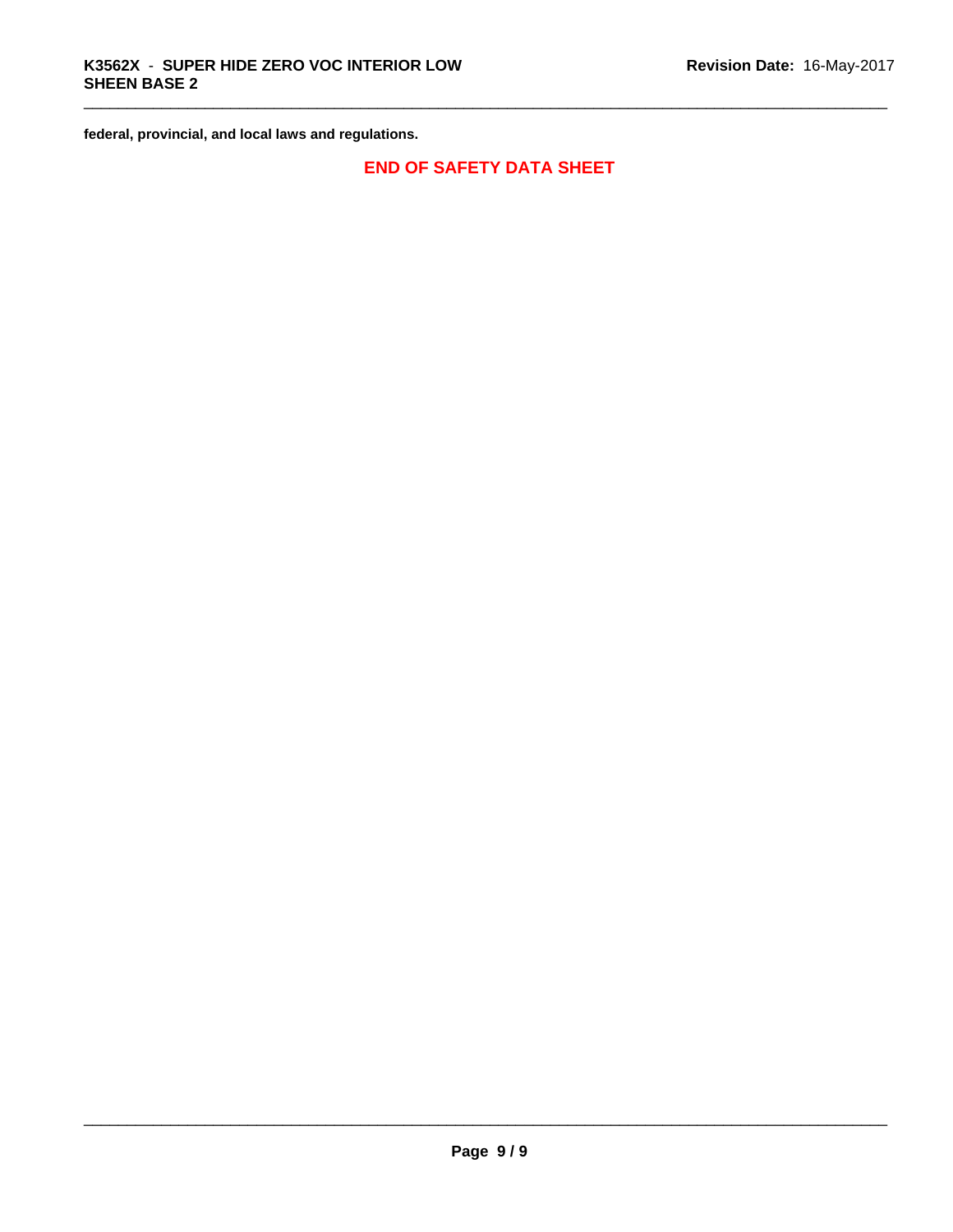**federal, provincial, and local laws and regulations.**

**END OF SAFETY DATA SHEET**